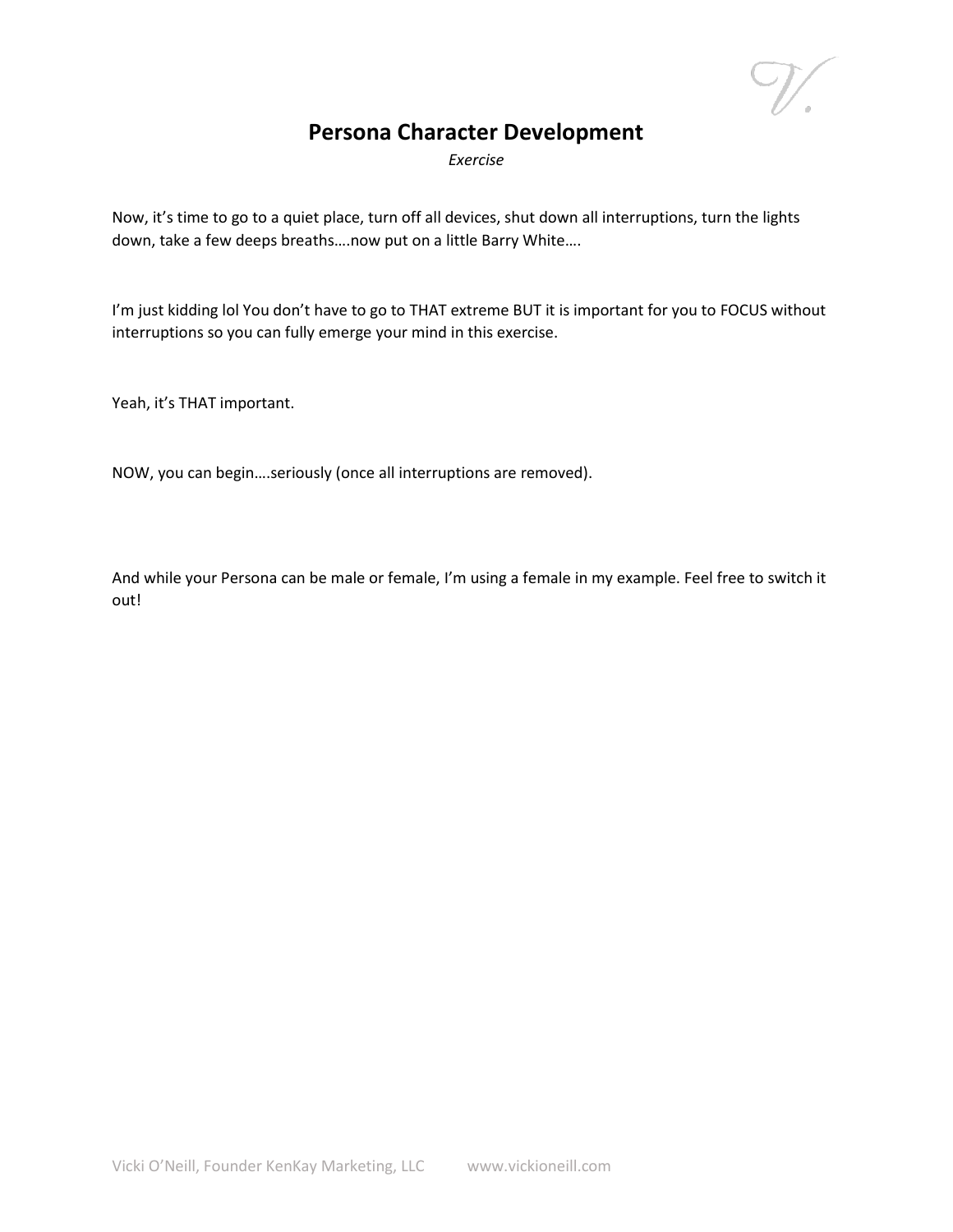# Persona Character Development

*Exercise*

Now, it's time to go to a quiet place, turn off all devices, shut down all interruptions, turn the lights down, take a few deeps breaths….now put on a little Barry White….

I'm just kidding lol You don't have to go to THAT extreme BUT it is important for you to FOCUS without interruptions so you can fully emerge your mind in this exercise.

Yeah, it's THAT important.

NOW, you can begin….seriously (once all interruptions are removed).

And while your Persona can be male or female, I'm using a female in my example. Feel free to switch it out!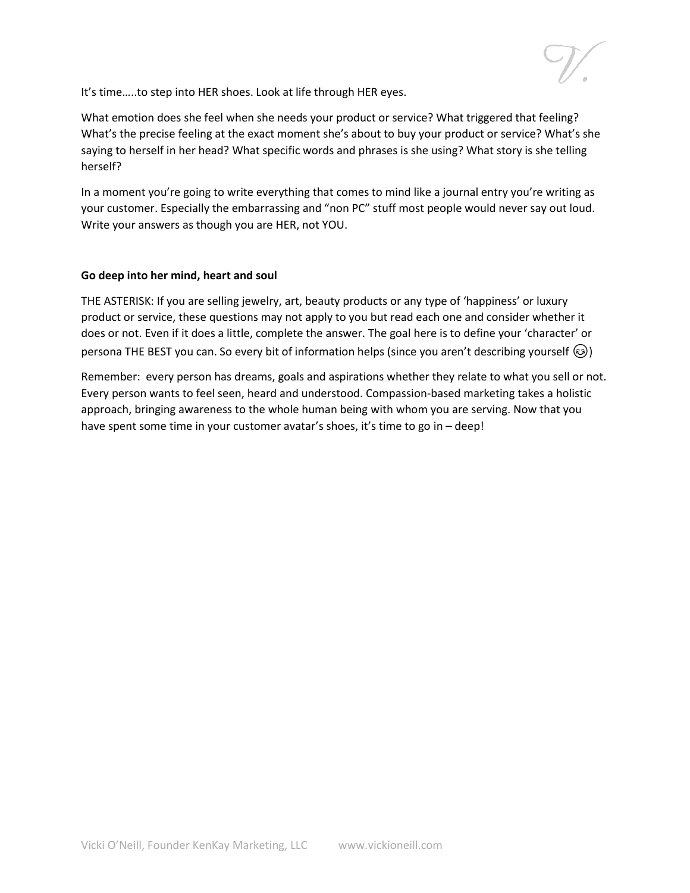It's time…..to step into HER shoes. Look at life through HER eyes.

What emotion does she feel when she needs your product or service? What triggered that feeling? What's the precise feeling at the exact moment she's about to buy your product or service? What's she saying to herself in her head? What specific words and phrases is she using? What story is she telling herself?

In a moment you're going to write everything that comes to mind like a journal entry you're writing as your customer. Especially the embarrassing and "non PC" stuff most people would never say out loud. Write your answers as though you are HER, not YOU.

**Go deep into her mind, heart and soul**

THE ASTERISK: If you are selling jewelry, art, beauty products or any type of 'happiness' or luxury product or service, these questions may not apply to you but read each one and consider whether it does or not. Even if it does a little, complete the answer. The goal here is to define your 'character' or persona THE BEST you can. So every bit of information helps (since you aren't describing yourself 😉)

Remember: every person has dreams, goals and aspirations whether they relate to what you sell or not. Every person wants to feel seen, heard and understood. Compassion-based marketing takes a holistic approach, bringing awareness to the whole human being with whom you are serving. Now that you have spent some time in your customer avatar's shoes, it's time to go in – deep!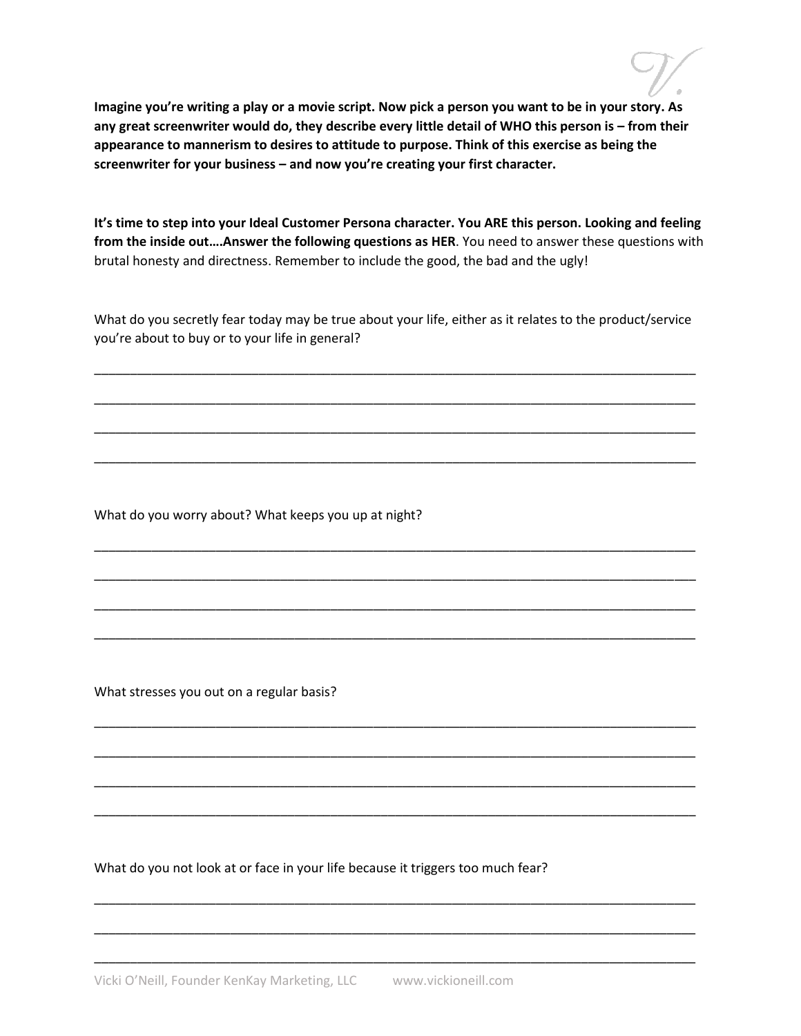**Imagine you're writing a play or a movie script. Now pick a person you want to be in your story. As any great screenwriter would do, they describe every little detail of WHO this person is – from their appearance to mannerism to desires to attitude to purpose. Think of this exercise as being the screenwriter for your business – and now you're creating your first character.**

**It's time to step into your Ideal Customer Persona character. You ARE this person. Looking and feeling from the inside out….Answer the following questions as HER**. You need to answer these questions with brutal honesty and directness. Remember to include the good, the bad and the ugly!

What do you secretly fear today may be true about your life, either as it relates to the product/service you're about to buy or to your life in general?

_______________________________________________________________________________

_______________________________________________________________________________

_______________________________________________________________________________

_______________________________________________________________________________

What do you worry about? What keeps you up at night?

_______________________________________________________________________________

_______________________________________________________________________________

_______________________________________________________________________________

_______________________________________________________________________________

What stresses you out on a regular basis?

_______________________________________________________________________________

_______________________________________________________________________________

_______________________________________________________________________________

_______________________________________________________________________________

What do you not look at or face in your life because it triggers too much fear?

_______________________________________________________________________________

_______________________________________________________________________________

_______________________________________________________________________________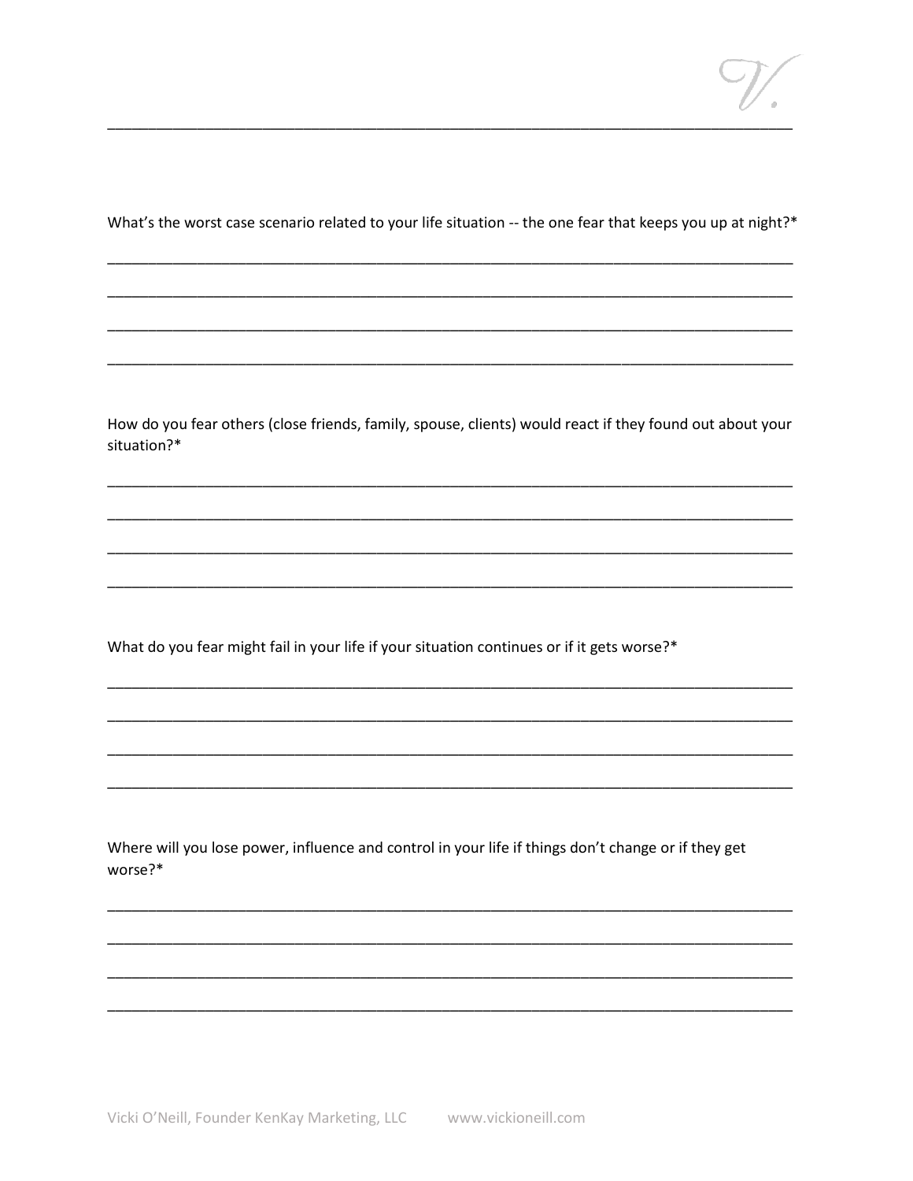What's the worst case scenario related to your life situation -- the one fear that keeps you up at night?*

\_\_\_\_\_\_\_\_\_\_\_\_\_\_\_\_\_\_\_\_\_\_\_\_\_\_\_\_\_\_\_\_\_\_\_\_\_\_\_\_\_\_\_\_\_\_\_\_\_\_\_\_\_\_\_\_\_\_\_\_\_\_\_\_\_\_\_\_\_\_\_\_\_\_\_\_\_\_

\_\_\_\_\_\_\_\_\_\_\_\_\_\_\_\_\_\_\_\_\_\_\_\_\_\_\_\_\_\_\_\_\_\_\_\_\_\_\_\_\_\_\_\_\_\_\_\_\_\_\_\_\_\_\_\_\_\_\_\_\_\_\_\_\_\_\_\_\_\_\_\_\_\_\_\_\_\_

\_\_\_\_\_\_\_\_\_\_\_\_\_\_\_\_\_\_\_\_\_\_\_\_\_\_\_\_\_\_\_\_\_\_\_\_\_\_\_\_\_\_\_\_\_\_\_\_\_\_\_\_\_\_\_\_\_\_\_\_\_\_\_\_\_\_\_\_\_\_\_\_\_\_\_\_\_\_

\_\_\_\_\_\_\_\_\_\_\_\_\_\_\_\_\_\_\_\_\_\_\_\_\_\_\_\_\_\_\_\_\_\_\_\_\_\_\_\_\_\_\_\_\_\_\_\_\_\_\_\_\_\_\_\_\_\_\_\_\_\_\_\_\_\_\_\_\_\_\_\_\_\_\_\_\_\_

How do you fear others (close friends, family, spouse, clients) would react if they found out about your situation?*

\_\_\_\_\_\_\_\_\_\_\_\_\_\_\_\_\_\_\_\_\_\_\_\_\_\_\_\_\_\_\_\_\_\_\_\_\_\_\_\_\_\_\_\_\_\_\_\_\_\_\_\_\_\_\_\_\_\_\_\_\_\_\_\_\_\_\_\_\_\_\_\_\_\_\_\_\_\_

\_\_\_\_\_\_\_\_\_\_\_\_\_\_\_\_\_\_\_\_\_\_\_\_\_\_\_\_\_\_\_\_\_\_\_\_\_\_\_\_\_\_\_\_\_\_\_\_\_\_\_\_\_\_\_\_\_\_\_\_\_\_\_\_\_\_\_\_\_\_\_\_\_\_\_\_\_\_

\_\_\_\_\_\_\_\_\_\_\_\_\_\_\_\_\_\_\_\_\_\_\_\_\_\_\_\_\_\_\_\_\_\_\_\_\_\_\_\_\_\_\_\_\_\_\_\_\_\_\_\_\_\_\_\_\_\_\_\_\_\_\_\_\_\_\_\_\_\_\_\_\_\_\_\_\_\_

\_\_\_\_\_\_\_\_\_\_\_\_\_\_\_\_\_\_\_\_\_\_\_\_\_\_\_\_\_\_\_\_\_\_\_\_\_\_\_\_\_\_\_\_\_\_\_\_\_\_\_\_\_\_\_\_\_\_\_\_\_\_\_\_\_\_\_\_\_\_\_\_\_\_\_\_\_\_

What do you fear might fail in your life if your situation continues or if it gets worse?*

\_\_\_\_\_\_\_\_\_\_\_\_\_\_\_\_\_\_\_\_\_\_\_\_\_\_\_\_\_\_\_\_\_\_\_\_\_\_\_\_\_\_\_\_\_\_\_\_\_\_\_\_\_\_\_\_\_\_\_\_\_\_\_\_\_\_\_\_\_\_\_\_\_\_\_\_\_\_

\_\_\_\_\_\_\_\_\_\_\_\_\_\_\_\_\_\_\_\_\_\_\_\_\_\_\_\_\_\_\_\_\_\_\_\_\_\_\_\_\_\_\_\_\_\_\_\_\_\_\_\_\_\_\_\_\_\_\_\_\_\_\_\_\_\_\_\_\_\_\_\_\_\_\_\_\_\_

\_\_\_\_\_\_\_\_\_\_\_\_\_\_\_\_\_\_\_\_\_\_\_\_\_\_\_\_\_\_\_\_\_\_\_\_\_\_\_\_\_\_\_\_\_\_\_\_\_\_\_\_\_\_\_\_\_\_\_\_\_\_\_\_\_\_\_\_\_\_\_\_\_\_\_\_\_\_

\_\_\_\_\_\_\_\_\_\_\_\_\_\_\_\_\_\_\_\_\_\_\_\_\_\_\_\_\_\_\_\_\_\_\_\_\_\_\_\_\_\_\_\_\_\_\_\_\_\_\_\_\_\_\_\_\_\_\_\_\_\_\_\_\_\_\_\_\_\_\_\_\_\_\_\_\_\_

Where will you lose power, influence and control in your life if things don't change or if they get worse?*

\_\_\_\_\_\_\_\_\_\_\_\_\_\_\_\_\_\_\_\_\_\_\_\_\_\_\_\_\_\_\_\_\_\_\_\_\_\_\_\_\_\_\_\_\_\_\_\_\_\_\_\_\_\_\_\_\_\_\_\_\_\_\_\_\_\_\_\_\_\_\_\_\_\_\_\_\_\_

\_\_\_\_\_\_\_\_\_\_\_\_\_\_\_\_\_\_\_\_\_\_\_\_\_\_\_\_\_\_\_\_\_\_\_\_\_\_\_\_\_\_\_\_\_\_\_\_\_\_\_\_\_\_\_\_\_\_\_\_\_\_\_\_\_\_\_\_\_\_\_\_\_\_\_\_\_\_

\_\_\_\_\_\_\_\_\_\_\_\_\_\_\_\_\_\_\_\_\_\_\_\_\_\_\_\_\_\_\_\_\_\_\_\_\_\_\_\_\_\_\_\_\_\_\_\_\_\_\_\_\_\_\_\_\_\_\_\_\_\_\_\_\_\_\_\_\_\_\_\_\_\_\_\_\_\_

\_\_\_\_\_\_\_\_\_\_\_\_\_\_\_\_\_\_\_\_\_\_\_\_\_\_\_\_\_\_\_\_\_\_\_\_\_\_\_\_\_\_\_\_\_\_\_\_\_\_\_\_\_\_\_\_\_\_\_\_\_\_\_\_\_\_\_\_\_\_\_\_\_\_\_\_\_\_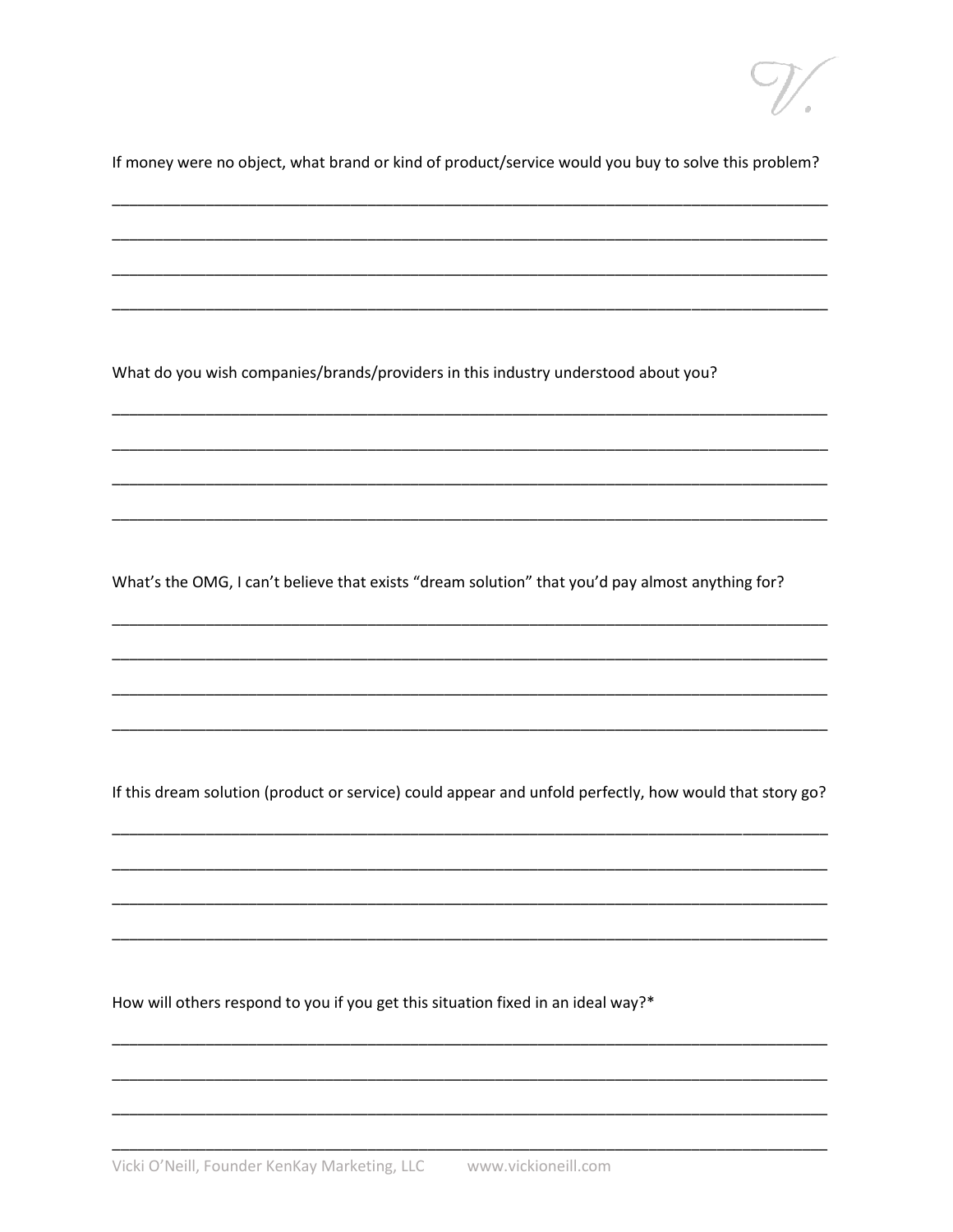If money were no object, what brand or kind of product/service would you buy to solve this problem?

______________________________________________________________________________

______________________________________________________________________________

______________________________________________________________________________

______________________________________________________________________________

What do you wish companies/brands/providers in this industry understood about you?

______________________________________________________________________________

______________________________________________________________________________

______________________________________________________________________________

______________________________________________________________________________

What's the OMG, I can't believe that exists "dream solution" that you'd pay almost anything for?

______________________________________________________________________________

______________________________________________________________________________

______________________________________________________________________________

______________________________________________________________________________

If this dream solution (product or service) could appear and unfold perfectly, how would that story go?

______________________________________________________________________________

______________________________________________________________________________

______________________________________________________________________________

______________________________________________________________________________

How will others respond to you if you get this situation fixed in an ideal way?*

______________________________________________________________________________

______________________________________________________________________________

______________________________________________________________________________

______________________________________________________________________________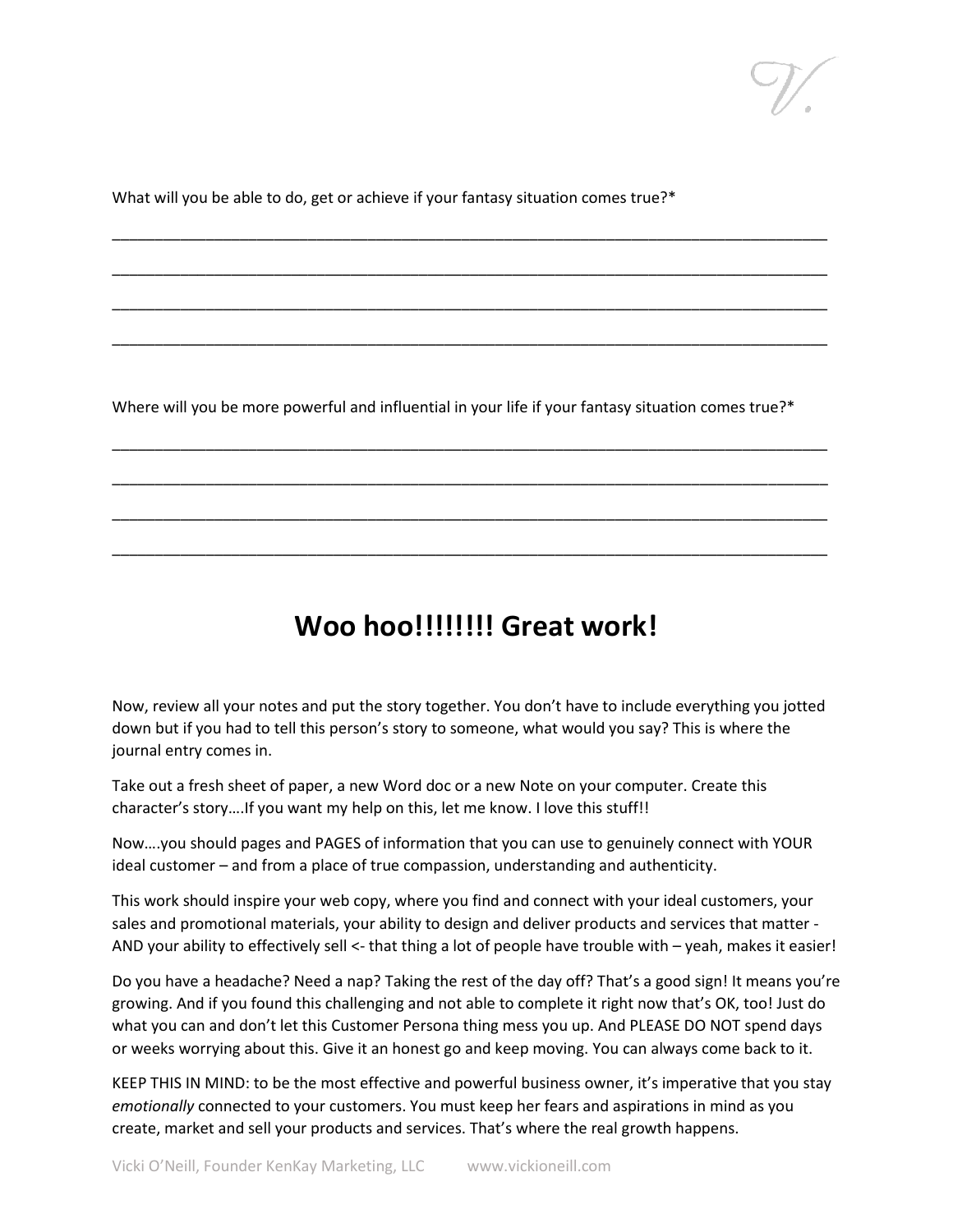What will you be able to do, get or achieve if your fantasy situation comes true?*

______________________________________________________________________________

______________________________________________________________________________

______________________________________________________________________________

______________________________________________________________________________

Where will you be more powerful and influential in your life if your fantasy situation comes true?*

______________________________________________________________________________

______________________________________________________________________________

______________________________________________________________________________

______________________________________________________________________________

# Woo hoo!!!!!!!! Great work!

Now, review all your notes and put the story together. You don't have to include everything you jotted down but if you had to tell this person's story to someone, what would you say? This is where the journal entry comes in.

Take out a fresh sheet of paper, a new Word doc or a new Note on your computer. Create this character's story….If you want my help on this, let me know. I love this stuff!!

Now….you should pages and PAGES of information that you can use to genuinely connect with YOUR ideal customer – and from a place of true compassion, understanding and authenticity.

This work should inspire your web copy, where you find and connect with your ideal customers, your sales and promotional materials, your ability to design and deliver products and services that matter - AND your ability to effectively sell <- that thing a lot of people have trouble with – yeah, makes it easier!

Do you have a headache? Need a nap? Taking the rest of the day off? That's a good sign! It means you're growing. And if you found this challenging and not able to complete it right now that's OK, too! Just do what you can and don't let this Customer Persona thing mess you up. And PLEASE DO NOT spend days or weeks worrying about this. Give it an honest go and keep moving. You can always come back to it.

KEEP THIS IN MIND: to be the most effective and powerful business owner, it's imperative that you stay *emotionally* connected to your customers. You must keep her fears and aspirations in mind as you create, market and sell your products and services. That's where the real growth happens.